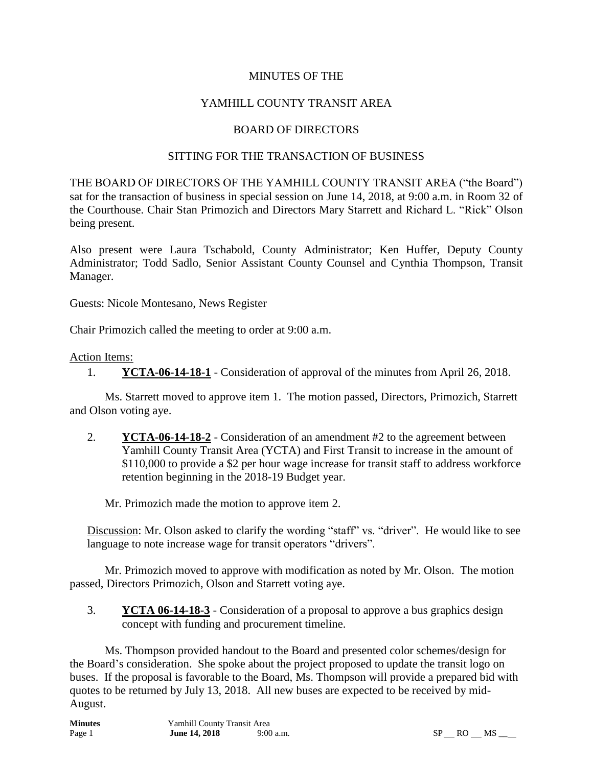MINUTES OF THE

YAMHILL COUNTY TRANSIT AREA

BOARD OF DIRECTORS

SITTING FOR THE TRANSACTION OF BUSINESS

THE BOARD OF DIRECTORS OF THE YAMHILL COUNTY TRANSIT AREA ("the Board") sat for the transaction of business in special session on June 14, 2018, at 9:00 a.m. in Room 32 of the Courthouse. Chair Stan Primozich and Directors Mary Starrett and Richard L. "Rick" Olson being present.

Also present were Laura Tschabold, County Administrator; Ken Huffer, Deputy County Administrator; Todd Sadlo, Senior Assistant County Counsel and Cynthia Thompson, Transit Manager.

Guests: Nicole Montesano, News Register

Chair Primozich called the meeting to order at 9:00 a.m.

Action Items:

1. **YCTA-06-14-18-1** - Consideration of approval of the minutes from April 26, 2018.

Ms. Starrett moved to approve item 1. The motion passed, Directors, Primozich, Starrett and Olson voting aye.

2. **YCTA-06-14-18-2** - Consideration of an amendment #2 to the agreement between Yamhill County Transit Area (YCTA) and First Transit to increase in the amount of $110,000 to provide a $2 per hour wage increase for transit staff to address workforce retention beginning in the 2018-19 Budget year.

Mr. Primozich made the motion to approve item 2.

Discussion: Mr. Olson asked to clarify the wording "staff" vs. "driver". He would like to see language to note increase wage for transit operators "drivers".

Mr. Primozich moved to approve with modification as noted by Mr. Olson. The motion passed, Directors Primozich, Olson and Starrett voting aye.

3. **YCTA 06-14-18-3** - Consideration of a proposal to approve a bus graphics design concept with funding and procurement timeline.

Ms. Thompson provided handout to the Board and presented color schemes/design for the Board's consideration. She spoke about the project proposed to update the transit logo on buses. If the proposal is favorable to the Board, Ms. Thompson will provide a prepared bid with quotes to be returned by July 13, 2018. All new buses are expected to be received by mid-August.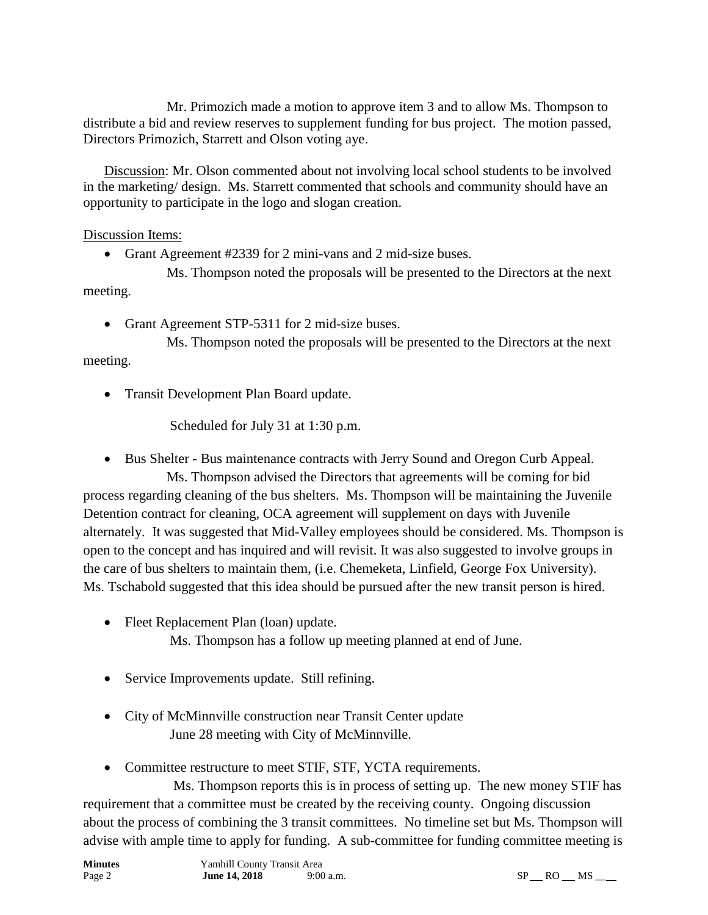Mr. Primozich made a motion to approve item 3 and to allow Ms. Thompson to distribute a bid and review reserves to supplement funding for bus project. The motion passed, Directors Primozich, Starrett and Olson voting aye.

Discussion: Mr. Olson commented about not involving local school students to be involved in the marketing/ design. Ms. Starrett commented that schools and community should have an opportunity to participate in the logo and slogan creation.

Discussion Items:

- Grant Agreement #2339 for 2 mini-vans and 2 mid-size buses.

Ms. Thompson noted the proposals will be presented to the Directors at the next meeting.

- Grant Agreement STP-5311 for 2 mid-size buses.

Ms. Thompson noted the proposals will be presented to the Directors at the next meeting.

- Transit Development Plan Board update.

Scheduled for July 31 at 1:30 p.m.

- Bus Shelter - Bus maintenance contracts with Jerry Sound and Oregon Curb Appeal.

Ms. Thompson advised the Directors that agreements will be coming for bid process regarding cleaning of the bus shelters. Ms. Thompson will be maintaining the Juvenile Detention contract for cleaning, OCA agreement will supplement on days with Juvenile alternately. It was suggested that Mid-Valley employees should be considered. Ms. Thompson is open to the concept and has inquired and will revisit. It was also suggested to involve groups in the care of bus shelters to maintain them, (i.e. Chemeketa, Linfield, George Fox University). Ms. Tschabold suggested that this idea should be pursued after the new transit person is hired.

- Fleet Replacement Plan (loan) update.

Ms. Thompson has a follow up meeting planned at end of June.

- Service Improvements update. Still refining.

- City of McMinnville construction near Transit Center update

June 28 meeting with City of McMinnville.

- Committee restructure to meet STIF, STF, YCTA requirements.

Ms. Thompson reports this is in process of setting up. The new money STIF has requirement that a committee must be created by the receiving county. Ongoing discussion about the process of combining the 3 transit committees. No timeline set but Ms. Thompson will advise with ample time to apply for funding. A sub-committee for funding committee meeting is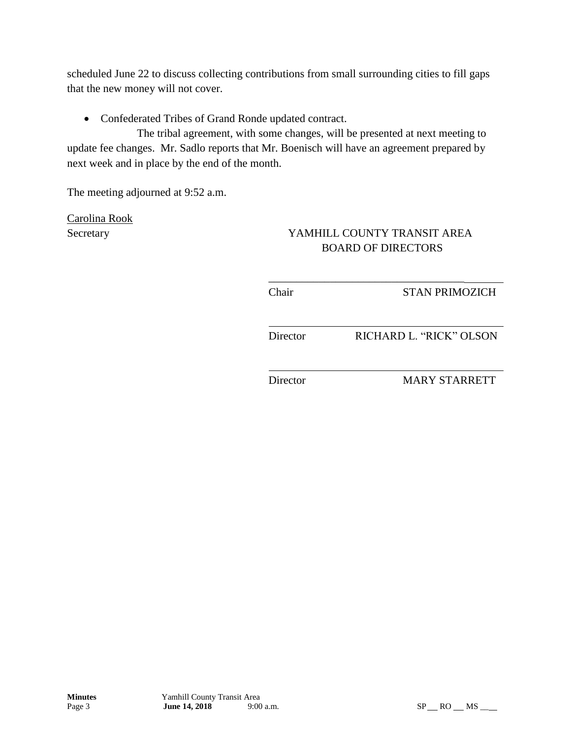scheduled June 22 to discuss collecting contributions from small surrounding cities to fill gaps that the new money will not cover.

- Confederated Tribes of Grand Ronde updated contract.

The tribal agreement, with some changes, will be presented at next meeting to update fee changes. Mr. Sadlo reports that Mr. Boenisch will have an agreement prepared by next week and in place by the end of the month.

The meeting adjourned at 9:52 a.m.

Carolina Rook
Secretary

YAMHILL COUNTY TRANSIT AREA
BOARD OF DIRECTORS

\_\_\_\_\_\_\_\_\_\_\_\_\_\_\_\_\_\_\_\_\_\_\_\_\_\_\_\_\_\_\_\_\_\_\_\_\_\_\_\_
Chair STAN PRIMOZICH

\_\_\_\_\_\_\_\_\_\_\_\_\_\_\_\_\_\_\_\_\_\_\_\_\_\_\_\_\_\_\_\_\_\_\_\_\_\_\_\_
Director RICHARD L. "RICK" OLSON

\_\_\_\_\_\_\_\_\_\_\_\_\_\_\_\_\_\_\_\_\_\_\_\_\_\_\_\_\_\_\_\_\_\_\_\_\_\_\_\_
Director MARY STARRETT